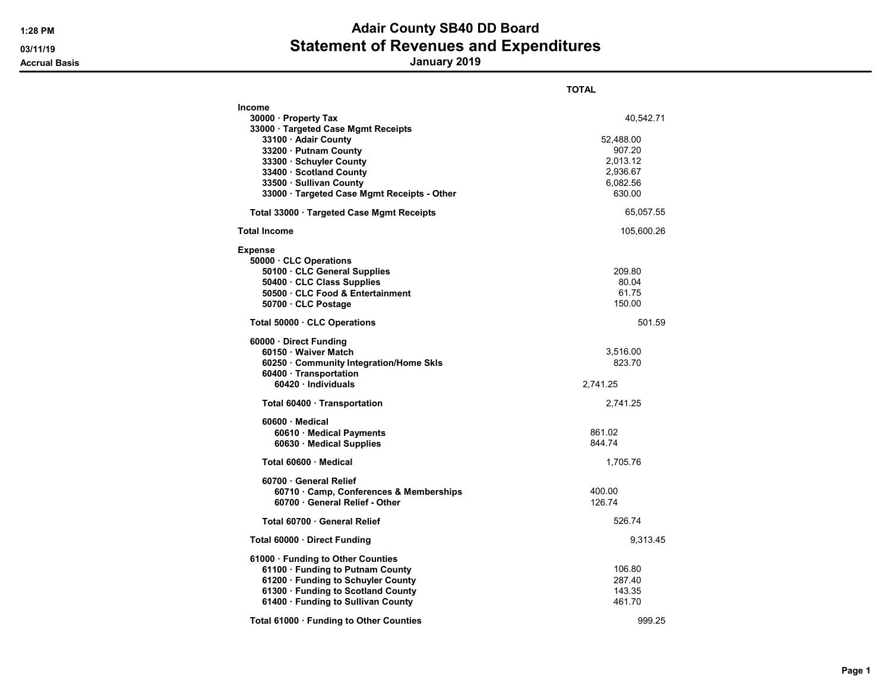# Adair County SB40 DD Board
## Statement of Revenues and Expenditures
### January 2019

1:28 PM
03/11/19
Accrual Basis

| | | | TOTAL |
|---|---|---|---|
| **Income** | | | |
| **30000 · Property Tax** | | | 40,542.71 |
| **33000 · Targeted Case Mgmt Receipts** | | | |
| **33100 · Adair County** | | 52,488.00 | |
| **33200 · Putnam County** | | 907.20 | |
| **33300 · Schuyler County** | | 2,013.12 | |
| **33400 · Scotland County** | | 2,936.67 | |
| **33500 · Sullivan County** | | 6,082.56 | |
| **33000 · Targeted Case Mgmt Receipts - Other** | | 630.00 | |
| **Total 33000 · Targeted Case Mgmt Receipts** | | | 65,057.55 |
| **Total Income** | | | 105,600.26 |
| **Expense** | | | |
| **50000 · CLC Operations** | | | |
| **50100 · CLC General Supplies** | | 209.80 | |
| **50400 · CLC Class Supplies** | | 80.04 | |
| **50500 · CLC Food & Entertainment** | | 61.75 | |
| **50700 · CLC Postage** | | 150.00 | |
| **Total 50000 · CLC Operations** | | | 501.59 |
| **60000 · Direct Funding** | | | |
| **60150 · Waiver Match** | | 3,516.00 | |
| **60250 · Community Integration/Home Skls** | | 823.70 | |
| **60400 · Transportation** | | | |
| **60420 · Individuals** | 2,741.25 | | |
| **Total 60400 · Transportation** | | 2,741.25 | |
| **60600 · Medical** | | | |
| **60610 · Medical Payments** | 861.02 | | |
| **60630 · Medical Supplies** | 844.74 | | |
| **Total 60600 · Medical** | | 1,705.76 | |
| **60700 · General Relief** | | | |
| **60710 · Camp, Conferences & Memberships** | 400.00 | | |
| **60700 · General Relief - Other** | 126.74 | | |
| **Total 60700 · General Relief** | | 526.74 | |
| **Total 60000 · Direct Funding** | | | 9,313.45 |
| **61000 · Funding to Other Counties** | | | |
| **61100 · Funding to Putnam County** | | 106.80 | |
| **61200 · Funding to Schuyler County** | | 287.40 | |
| **61300 · Funding to Scotland County** | | 143.35 | |
| **61400 · Funding to Sullivan County** | | 461.70 | |
| **Total 61000 · Funding to Other Counties** | | | 999.25 |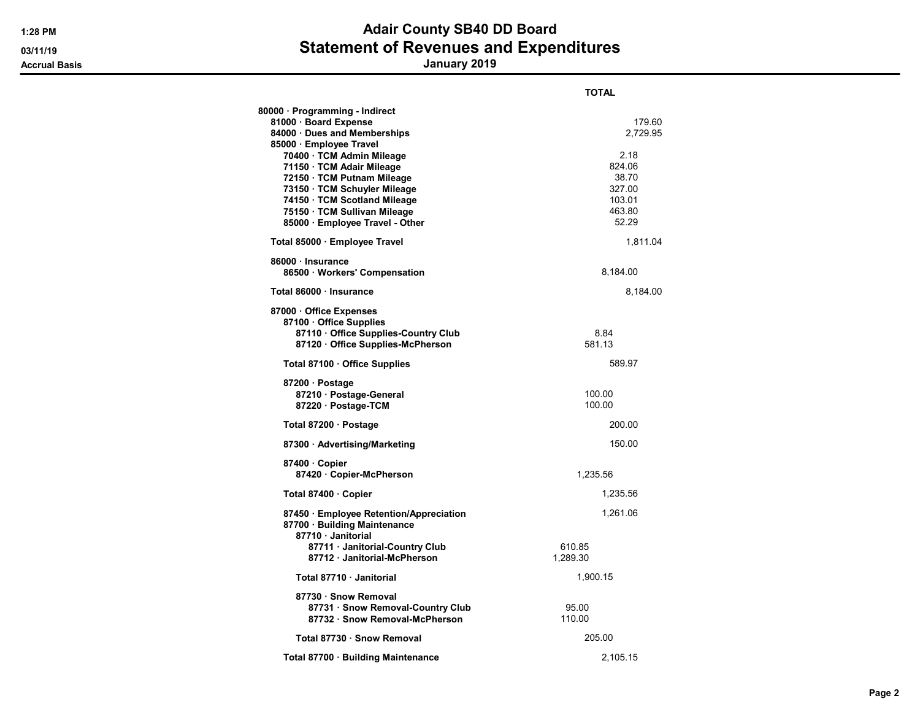# Adair County SB40 DD Board
## Statement of Revenues and Expenditures
### January 2019

1:28 PM
03/11/19
Accrual Basis

| | TOTAL |
|---|---|
| 80000 · Programming - Indirect | |
| 81000 · Board Expense | 179.60 |
| 84000 · Dues and Memberships | 2,729.95 |
| 85000 · Employee Travel | |
| 70400 · TCM Admin Mileage | 2.18 |
| 71150 · TCM Adair Mileage | 824.06 |
| 72150 · TCM Putnam Mileage | 38.70 |
| 73150 · TCM Schuyler Mileage | 327.00 |
| 74150 · TCM Scotland Mileage | 103.01 |
| 75150 · TCM Sullivan Mileage | 463.80 |
| 85000 · Employee Travel - Other | 52.29 |
| Total 85000 · Employee Travel | 1,811.04 |
| 86000 · Insurance | |
| 86500 · Workers' Compensation | 8,184.00 |
| Total 86000 · Insurance | 8,184.00 |
| 87000 · Office Expenses | |
| 87100 · Office Supplies | |
| 87110 · Office Supplies-Country Club | 8.84 |
| 87120 · Office Supplies-McPherson | 581.13 |
| Total 87100 · Office Supplies | 589.97 |
| 87200 · Postage | |
| 87210 · Postage-General | 100.00 |
| 87220 · Postage-TCM | 100.00 |
| Total 87200 · Postage | 200.00 |
| 87300 · Advertising/Marketing | 150.00 |
| 87400 · Copier | |
| 87420 · Copier-McPherson | 1,235.56 |
| Total 87400 · Copier | 1,235.56 |
| 87450 · Employee Retention/Appreciation | 1,261.06 |
| 87700 · Building Maintenance | |
| 87710 · Janitorial | |
| 87711 · Janitorial-Country Club | 610.85 |
| 87712 · Janitorial-McPherson | 1,289.30 |
| Total 87710 · Janitorial | 1,900.15 |
| 87730 · Snow Removal | |
| 87731 · Snow Removal-Country Club | 95.00 |
| 87732 · Snow Removal-McPherson | 110.00 |
| Total 87730 · Snow Removal | 205.00 |
| Total 87700 · Building Maintenance | 2,105.15 |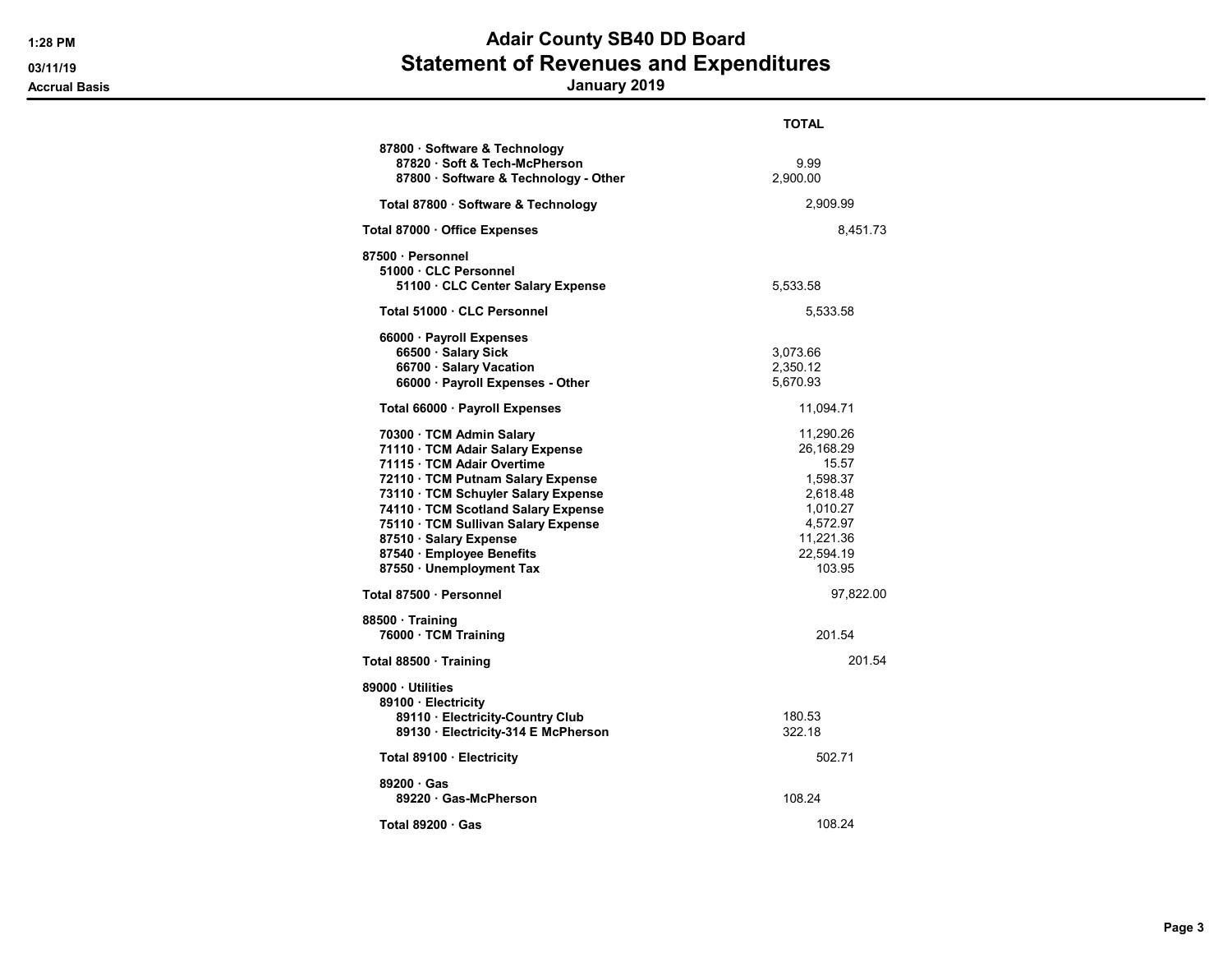# Adair County SB40 DD Board
## Statement of Revenues and Expenditures
### January 2019

1:28 PM
03/11/19
Accrual Basis

| | TOTAL |
|---|---|
| 87800 · Software & Technology | |
| 87820 · Soft & Tech-McPherson | 9.99 |
| 87800 · Software & Technology - Other | 2,900.00 |
| Total 87800 · Software & Technology | 2,909.99 |
| Total 87000 · Office Expenses | 8,451.73 |
| 87500 · Personnel | |
| 51000 · CLC Personnel | |
| 51100 · CLC Center Salary Expense | 5,533.58 |
| Total 51000 · CLC Personnel | 5,533.58 |
| 66000 · Payroll Expenses | |
| 66500 · Salary Sick | 3,073.66 |
| 66700 · Salary Vacation | 2,350.12 |
| 66000 · Payroll Expenses - Other | 5,670.93 |
| Total 66000 · Payroll Expenses | 11,094.71 |
| 70300 · TCM Admin Salary | 11,290.26 |
| 71110 · TCM Adair Salary Expense | 26,168.29 |
| 71115 · TCM Adair Overtime | 15.57 |
| 72110 · TCM Putnam Salary Expense | 1,598.37 |
| 73110 · TCM Schuyler Salary Expense | 2,618.48 |
| 74110 · TCM Scotland Salary Expense | 1,010.27 |
| 75110 · TCM Sullivan Salary Expense | 4,572.97 |
| 87510 · Salary Expense | 11,221.36 |
| 87540 · Employee Benefits | 22,594.19 |
| 87550 · Unemployment Tax | 103.95 |
| Total 87500 · Personnel | 97,822.00 |
| 88500 · Training | |
| 76000 · TCM Training | 201.54 |
| Total 88500 · Training | 201.54 |
| 89000 · Utilities | |
| 89100 · Electricity | |
| 89110 · Electricity-Country Club | 180.53 |
| 89130 · Electricity-314 E McPherson | 322.18 |
| Total 89100 · Electricity | 502.71 |
| 89200 · Gas | |
| 89220 · Gas-McPherson | 108.24 |
| Total 89200 · Gas | 108.24 |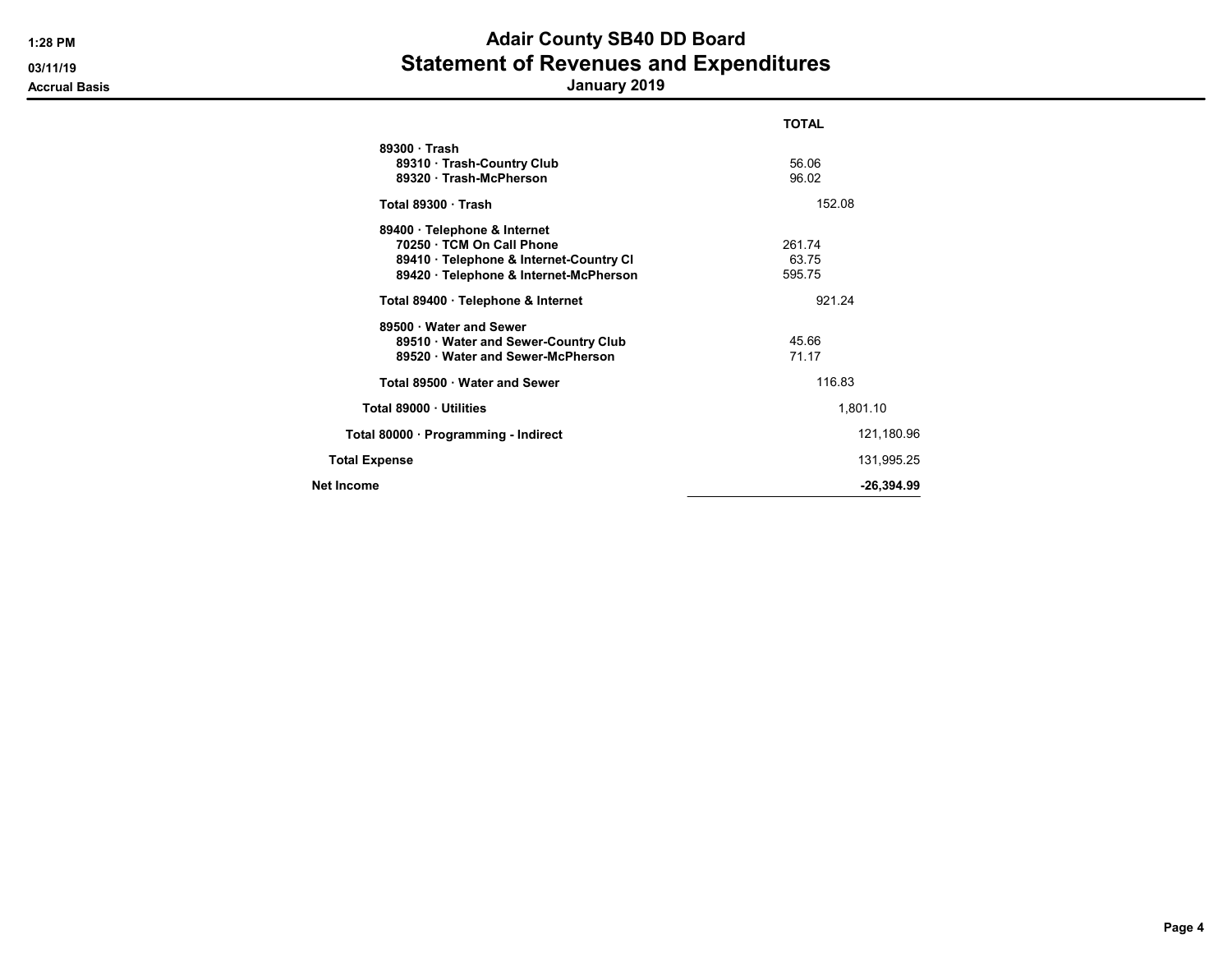# Adair County SB40 DD Board

## Statement of Revenues and Expenditures

### January 2019

1:28 PM
03/11/19
Accrual Basis

| | TOTAL |
|---|---|
| 89300 · Trash | |
| 89310 · Trash-Country Club | 56.06 |
| 89320 · Trash-McPherson | 96.02 |
| Total 89300 · Trash | 152.08 |
| 89400 · Telephone & Internet | |
| 70250 · TCM On Call Phone | 261.74 |
| 89410 · Telephone & Internet-Country Cl | 63.75 |
| 89420 · Telephone & Internet-McPherson | 595.75 |
| Total 89400 · Telephone & Internet | 921.24 |
| 89500 · Water and Sewer | |
| 89510 · Water and Sewer-Country Club | 45.66 |
| 89520 · Water and Sewer-McPherson | 71.17 |
| Total 89500 · Water and Sewer | 116.83 |
| Total 89000 · Utilities | 1,801.10 |
| Total 80000 · Programming - Indirect | 121,180.96 |
| Total Expense | 131,995.25 |
| Net Income | -26,394.99 |